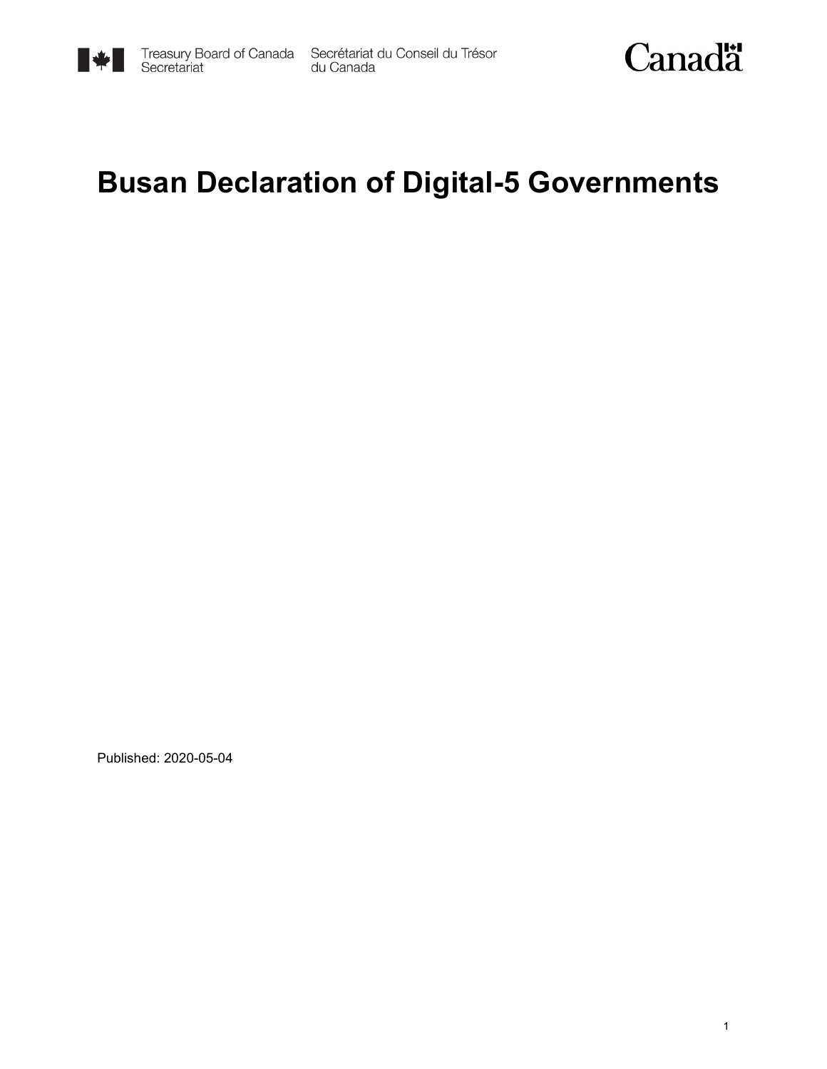Treasury Board of Canada Secretariat Secrétariat du Conseil du Trésor du Canada

Canada

# Busan Declaration of Digital-5 Governments

Published: 2020-05-04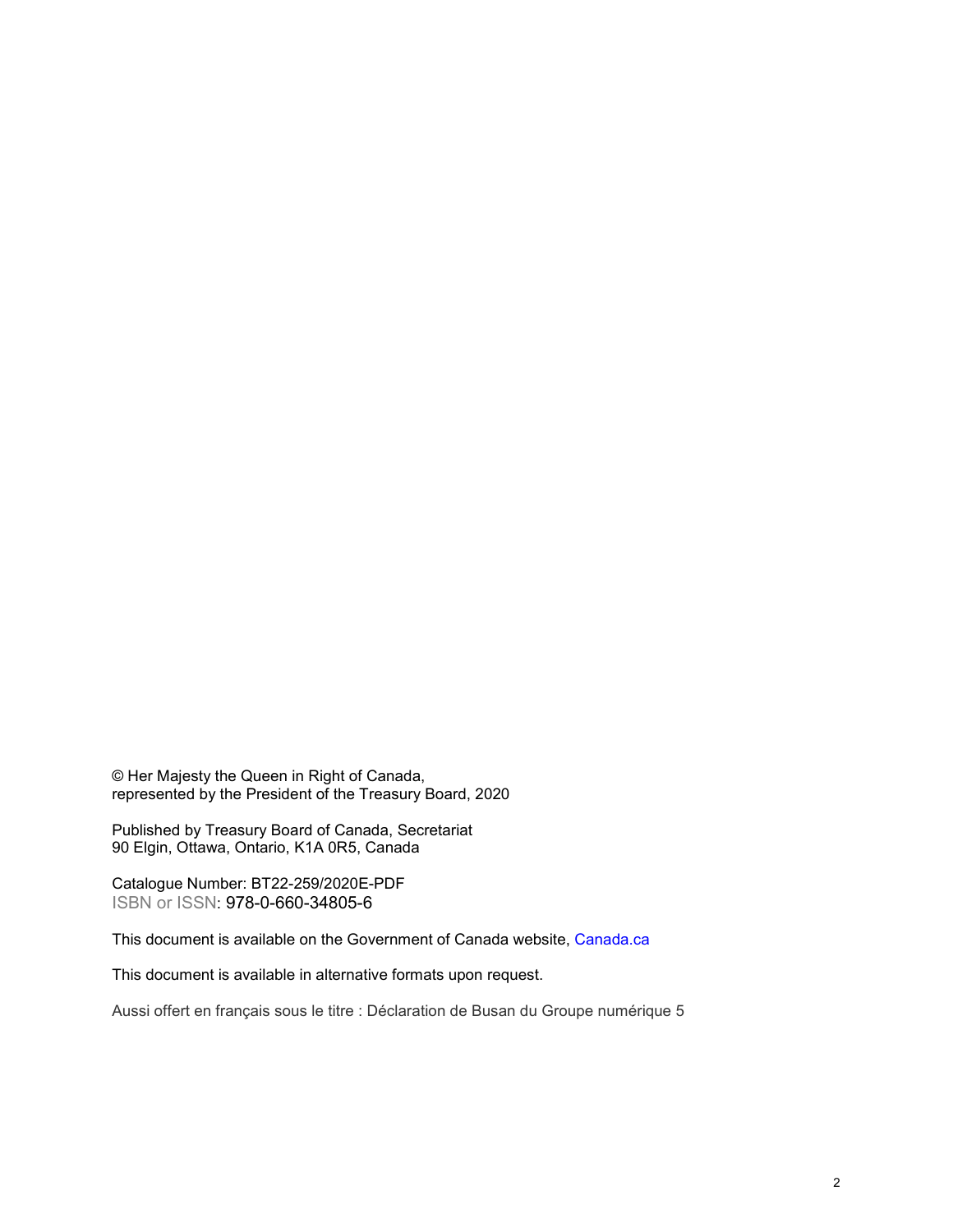© Her Majesty the Queen in Right of Canada,
represented by the President of the Treasury Board, 2020

Published by Treasury Board of Canada, Secretariat
90 Elgin, Ottawa, Ontario, K1A 0R5, Canada

Catalogue Number: BT22-259/2020E-PDF
ISBN or ISSN: 978-0-660-34805-6

This document is available on the Government of Canada website, Canada.ca

This document is available in alternative formats upon request.

Aussi offert en français sous le titre : Déclaration de Busan du Groupe numérique 5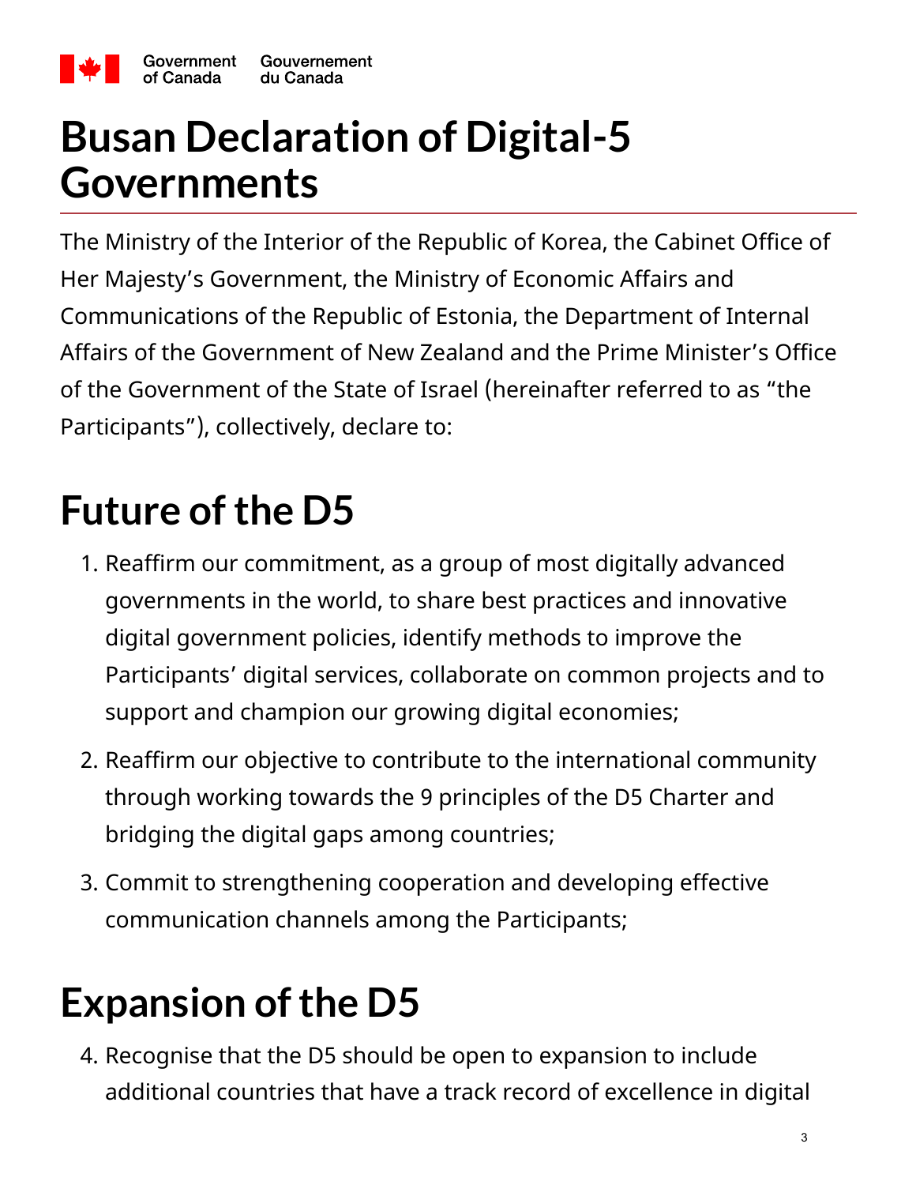# Busan Declaration of Digital-5 Governments

The Ministry of the Interior of the Republic of Korea, the Cabinet Office of Her Majesty's Government, the Ministry of Economic Affairs and Communications of the Republic of Estonia, the Department of Internal Affairs of the Government of New Zealand and the Prime Minister's Office of the Government of the State of Israel (hereinafter referred to as "the Participants"), collectively, declare to:

## Future of the D5

1. Reaffirm our commitment, as a group of most digitally advanced governments in the world, to share best practices and innovative digital government policies, identify methods to improve the Participants' digital services, collaborate on common projects and to support and champion our growing digital economies;
2. Reaffirm our objective to contribute to the international community through working towards the 9 principles of the D5 Charter and bridging the digital gaps among countries;
3. Commit to strengthening cooperation and developing effective communication channels among the Participants;

## Expansion of the D5

4. Recognise that the D5 should be open to expansion to include additional countries that have a track record of excellence in digital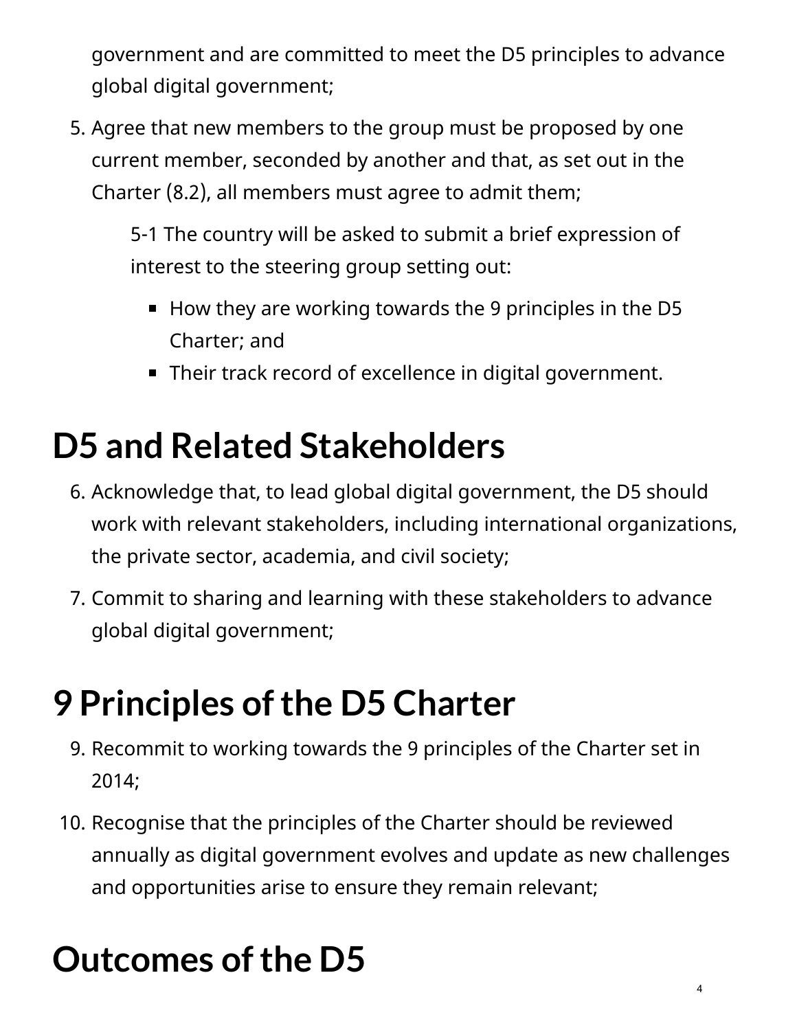government and are committed to meet the D5 principles to advance global digital government;

5. Agree that new members to the group must be proposed by one current member, seconded by another and that, as set out in the Charter (8.2), all members must agree to admit them;

   5-1 The country will be asked to submit a brief expression of interest to the steering group setting out:

   - How they are working towards the 9 principles in the D5 Charter; and
   - Their track record of excellence in digital government.

# D5 and Related Stakeholders

6. Acknowledge that, to lead global digital government, the D5 should work with relevant stakeholders, including international organizations, the private sector, academia, and civil society;
7. Commit to sharing and learning with these stakeholders to advance global digital government;

# 9 Principles of the D5 Charter

9. Recommit to working towards the 9 principles of the Charter set in 2014;
10. Recognise that the principles of the Charter should be reviewed annually as digital government evolves and update as new challenges and opportunities arise to ensure they remain relevant;

# Outcomes of the D5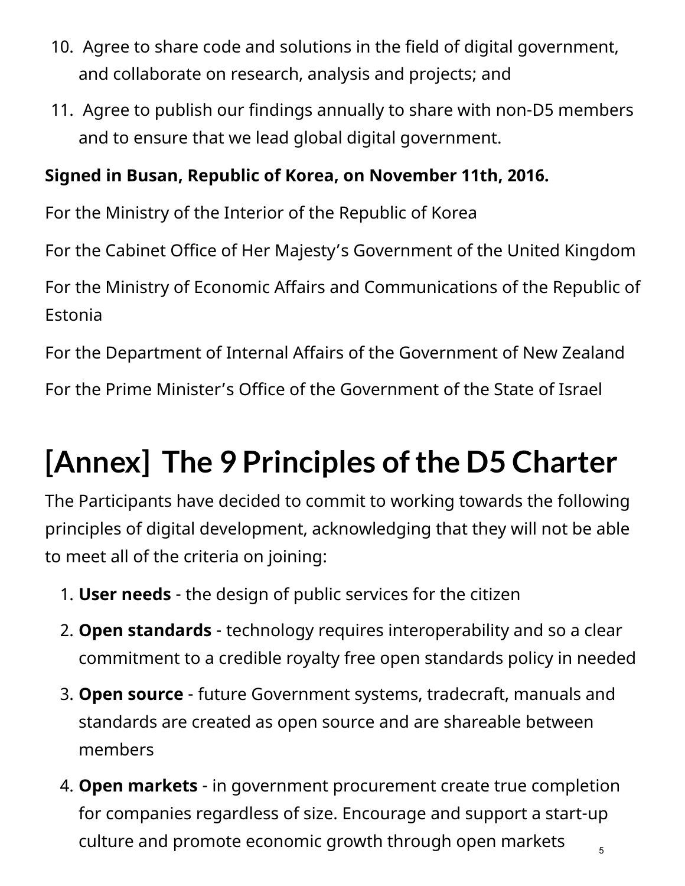10. Agree to share code and solutions in the field of digital government, and collaborate on research, analysis and projects; and
11. Agree to publish our findings annually to share with non-D5 members and to ensure that we lead global digital government.

**Signed in Busan, Republic of Korea, on November 11th, 2016.**

For the Ministry of the Interior of the Republic of Korea

For the Cabinet Office of Her Majesty's Government of the United Kingdom

For the Ministry of Economic Affairs and Communications of the Republic of Estonia

For the Department of Internal Affairs of the Government of New Zealand

For the Prime Minister's Office of the Government of the State of Israel

# [Annex] The 9 Principles of the D5 Charter

The Participants have decided to commit to working towards the following principles of digital development, acknowledging that they will not be able to meet all of the criteria on joining:

1. **User needs** - the design of public services for the citizen
2. **Open standards** - technology requires interoperability and so a clear commitment to a credible royalty free open standards policy in needed
3. **Open source** - future Government systems, tradecraft, manuals and standards are created as open source and are shareable between members
4. **Open markets** - in government procurement create true completion for companies regardless of size. Encourage and support a start-up culture and promote economic growth through open markets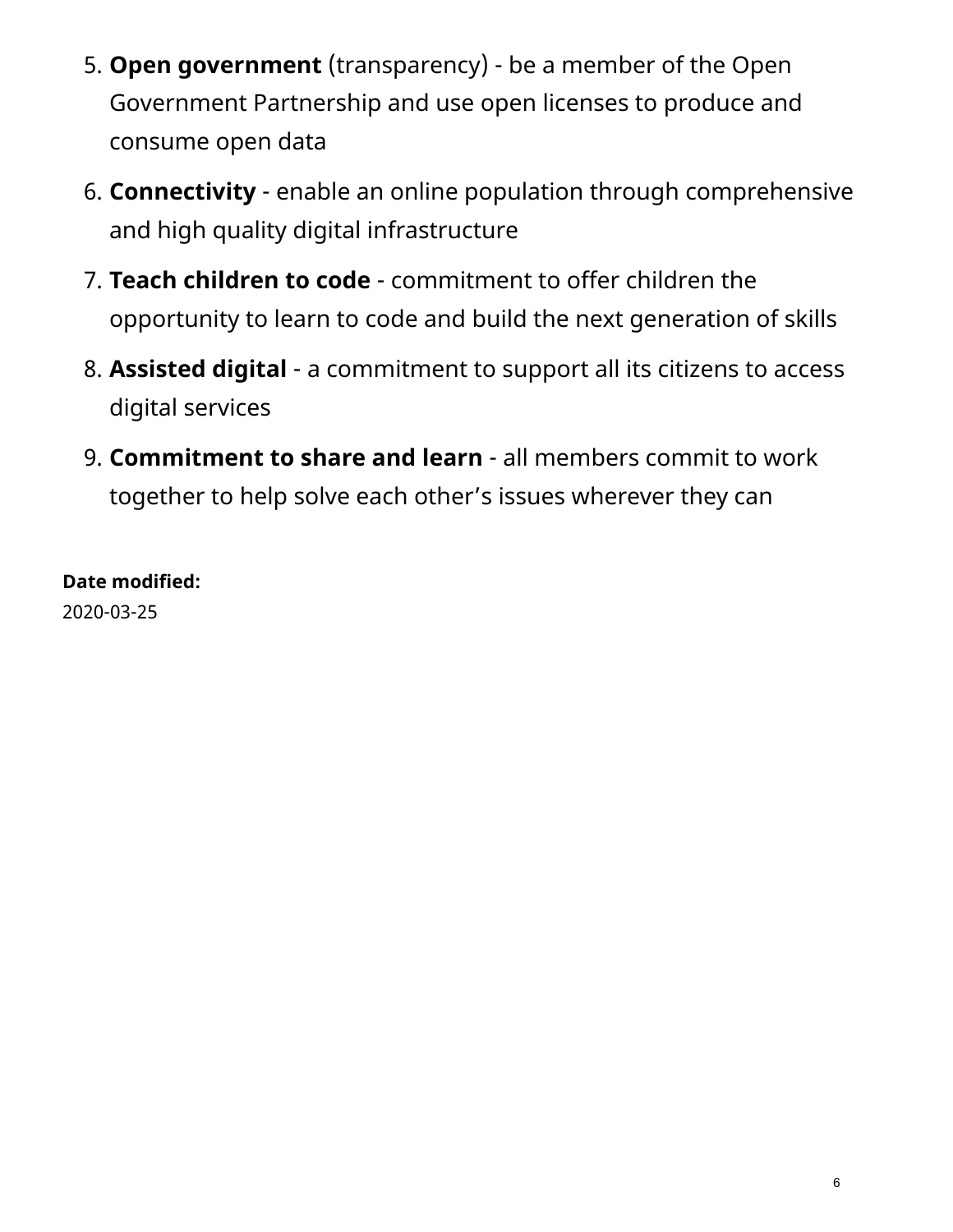5. **Open government** (transparency) - be a member of the Open Government Partnership and use open licenses to produce and consume open data
6. **Connectivity** - enable an online population through comprehensive and high quality digital infrastructure
7. **Teach children to code** - commitment to offer children the opportunity to learn to code and build the next generation of skills
8. **Assisted digital** - a commitment to support all its citizens to access digital services
9. **Commitment to share and learn** - all members commit to work together to help solve each other’s issues wherever they can

**Date modified:**

2020-03-25